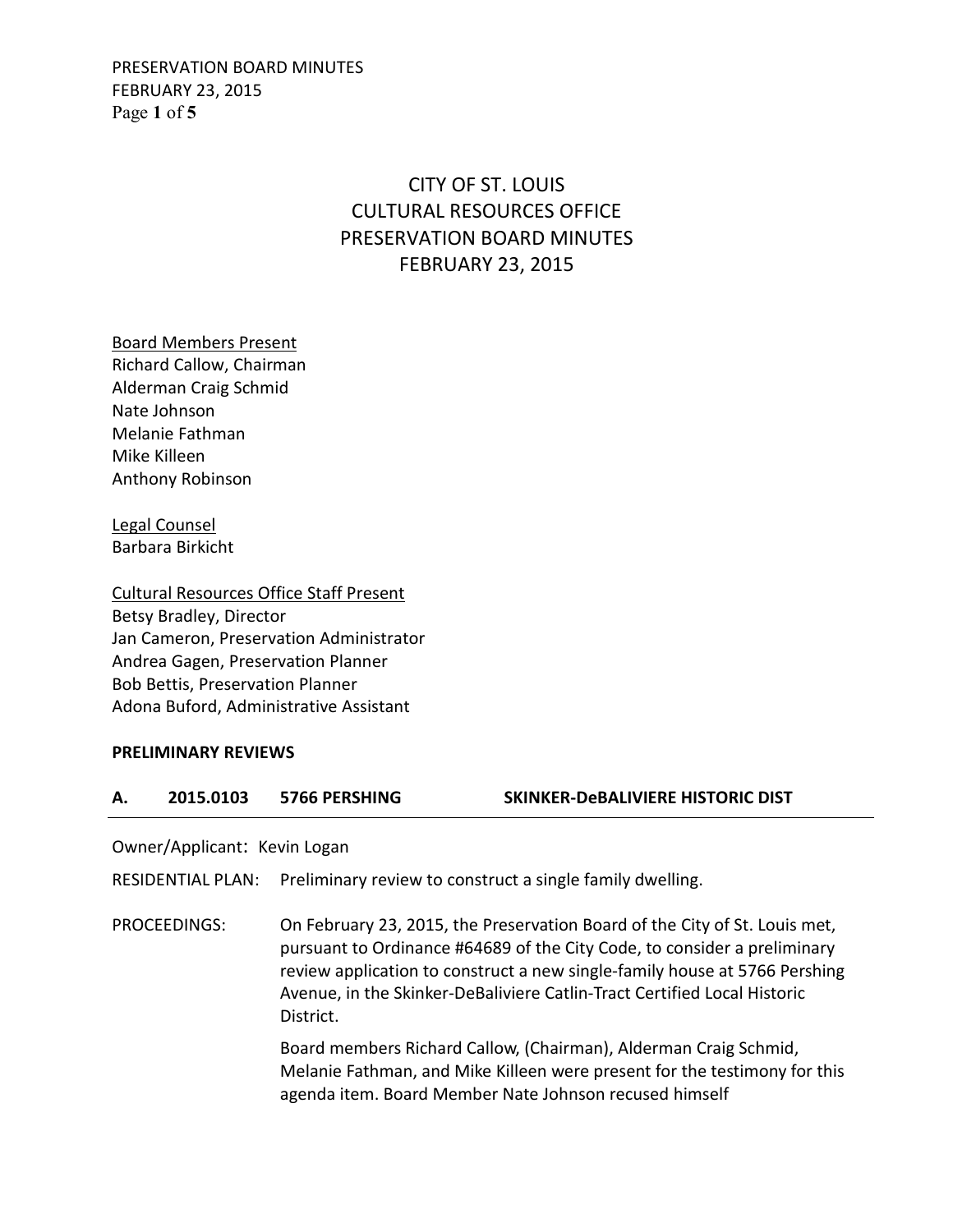# CITY OF ST. LOUIS
# CULTURAL RESOURCES OFFICE
# PRESERVATION BOARD MINUTES
# FEBRUARY 23, 2015

Board Members Present
Richard Callow, Chairman
Alderman Craig Schmid
Nate Johnson
Melanie Fathman
Mike Killeen
Anthony Robinson

Legal Counsel
Barbara Birkicht

Cultural Resources Office Staff Present
Betsy Bradley, Director
Jan Cameron, Preservation Administrator
Andrea Gagen, Preservation Planner
Bob Bettis, Preservation Planner
Adona Buford, Administrative Assistant

**PRELIMINARY REVIEWS**

**A. 2015.0103 5766 PERSHING SKINKER-DeBALIVIERE HISTORIC DIST**

Owner/Applicant: Kevin Logan

RESIDENTIAL PLAN: Preliminary review to construct a single family dwelling.

PROCEEDINGS: On February 23, 2015, the Preservation Board of the City of St. Louis met, pursuant to Ordinance #64689 of the City Code, to consider a preliminary review application to construct a new single-family house at 5766 Pershing Avenue, in the Skinker-DeBaliviere Catlin-Tract Certified Local Historic District.

Board members Richard Callow, (Chairman), Alderman Craig Schmid, Melanie Fathman, and Mike Killeen were present for the testimony for this agenda item. Board Member Nate Johnson recused himself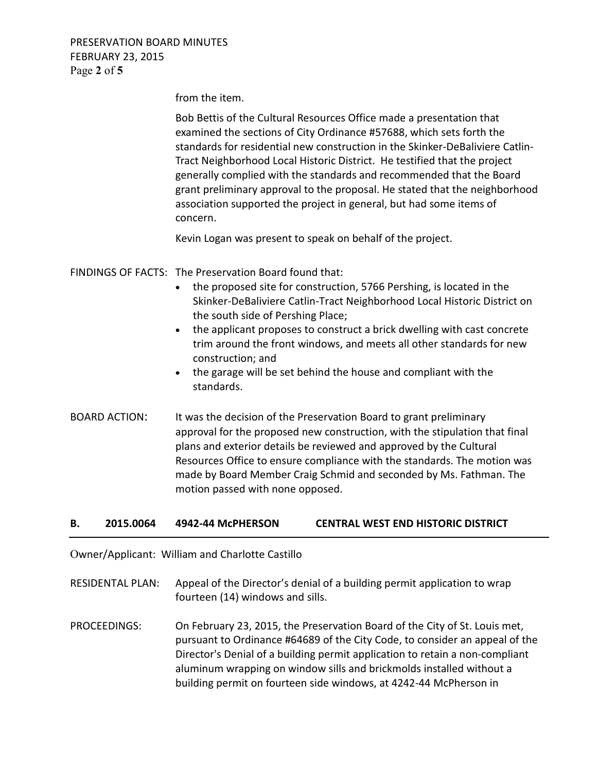from the item.

Bob Bettis of the Cultural Resources Office made a presentation that examined the sections of City Ordinance #57688, which sets forth the standards for residential new construction in the Skinker-DeBaliviere Catlin-Tract Neighborhood Local Historic District. He testified that the project generally complied with the standards and recommended that the Board grant preliminary approval to the proposal. He stated that the neighborhood association supported the project in general, but had some items of concern.

Kevin Logan was present to speak on behalf of the project.

FINDINGS OF FACTS: The Preservation Board found that:

- the proposed site for construction, 5766 Pershing, is located in the Skinker-DeBaliviere Catlin-Tract Neighborhood Local Historic District on the south side of Pershing Place;
- the applicant proposes to construct a brick dwelling with cast concrete trim around the front windows, and meets all other standards for new construction; and
- the garage will be set behind the house and compliant with the standards.

BOARD ACTION: It was the decision of the Preservation Board to grant preliminary approval for the proposed new construction, with the stipulation that final plans and exterior details be reviewed and approved by the Cultural Resources Office to ensure compliance with the standards. The motion was made by Board Member Craig Schmid and seconded by Ms. Fathman. The motion passed with none opposed.

## B. 2015.0064 4942-44 McPHERSON CENTRAL WEST END HISTORIC DISTRICT

Owner/Applicant: William and Charlotte Castillo

RESIDENTAL PLAN: Appeal of the Director's denial of a building permit application to wrap fourteen (14) windows and sills.

PROCEEDINGS: On February 23, 2015, the Preservation Board of the City of St. Louis met, pursuant to Ordinance #64689 of the City Code, to consider an appeal of the Director's Denial of a building permit application to retain a non-compliant aluminum wrapping on window sills and brickmolds installed without a building permit on fourteen side windows, at 4242-44 McPherson in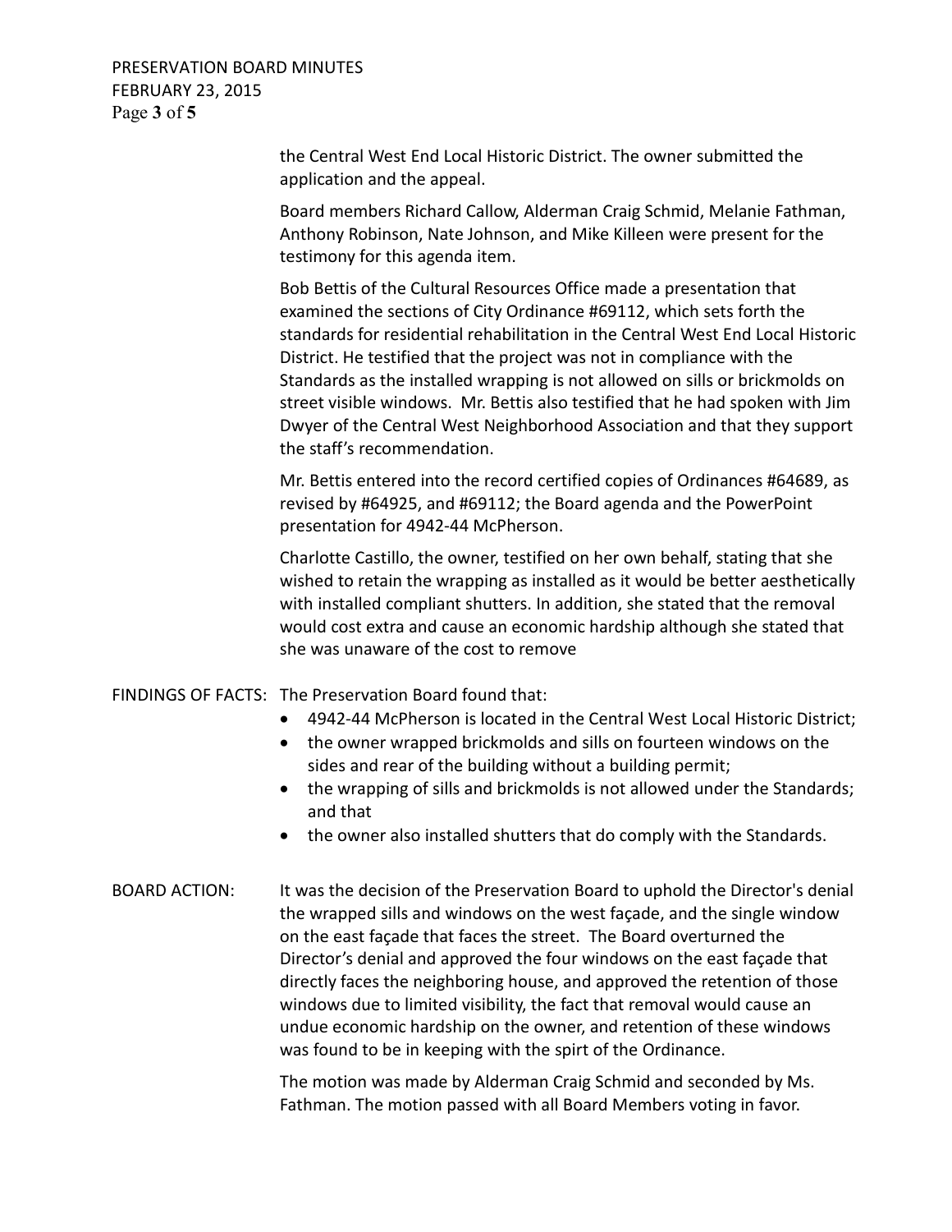the Central West End Local Historic District. The owner submitted the application and the appeal.

Board members Richard Callow, Alderman Craig Schmid, Melanie Fathman, Anthony Robinson, Nate Johnson, and Mike Killeen were present for the testimony for this agenda item.

Bob Bettis of the Cultural Resources Office made a presentation that examined the sections of City Ordinance #69112, which sets forth the standards for residential rehabilitation in the Central West End Local Historic District. He testified that the project was not in compliance with the Standards as the installed wrapping is not allowed on sills or brickmolds on street visible windows. Mr. Bettis also testified that he had spoken with Jim Dwyer of the Central West Neighborhood Association and that they support the staff's recommendation.

Mr. Bettis entered into the record certified copies of Ordinances #64689, as revised by #64925, and #69112; the Board agenda and the PowerPoint presentation for 4942-44 McPherson.

Charlotte Castillo, the owner, testified on her own behalf, stating that she wished to retain the wrapping as installed as it would be better aesthetically with installed compliant shutters. In addition, she stated that the removal would cost extra and cause an economic hardship although she stated that she was unaware of the cost to remove

FINDINGS OF FACTS: The Preservation Board found that:

- 4942-44 McPherson is located in the Central West Local Historic District;
- the owner wrapped brickmolds and sills on fourteen windows on the sides and rear of the building without a building permit;
- the wrapping of sills and brickmolds is not allowed under the Standards; and that
- the owner also installed shutters that do comply with the Standards.

BOARD ACTION: It was the decision of the Preservation Board to uphold the Director's denial the wrapped sills and windows on the west façade, and the single window on the east façade that faces the street. The Board overturned the Director's denial and approved the four windows on the east façade that directly faces the neighboring house, and approved the retention of those windows due to limited visibility, the fact that removal would cause an undue economic hardship on the owner, and retention of these windows was found to be in keeping with the spirt of the Ordinance.

The motion was made by Alderman Craig Schmid and seconded by Ms. Fathman. The motion passed with all Board Members voting in favor.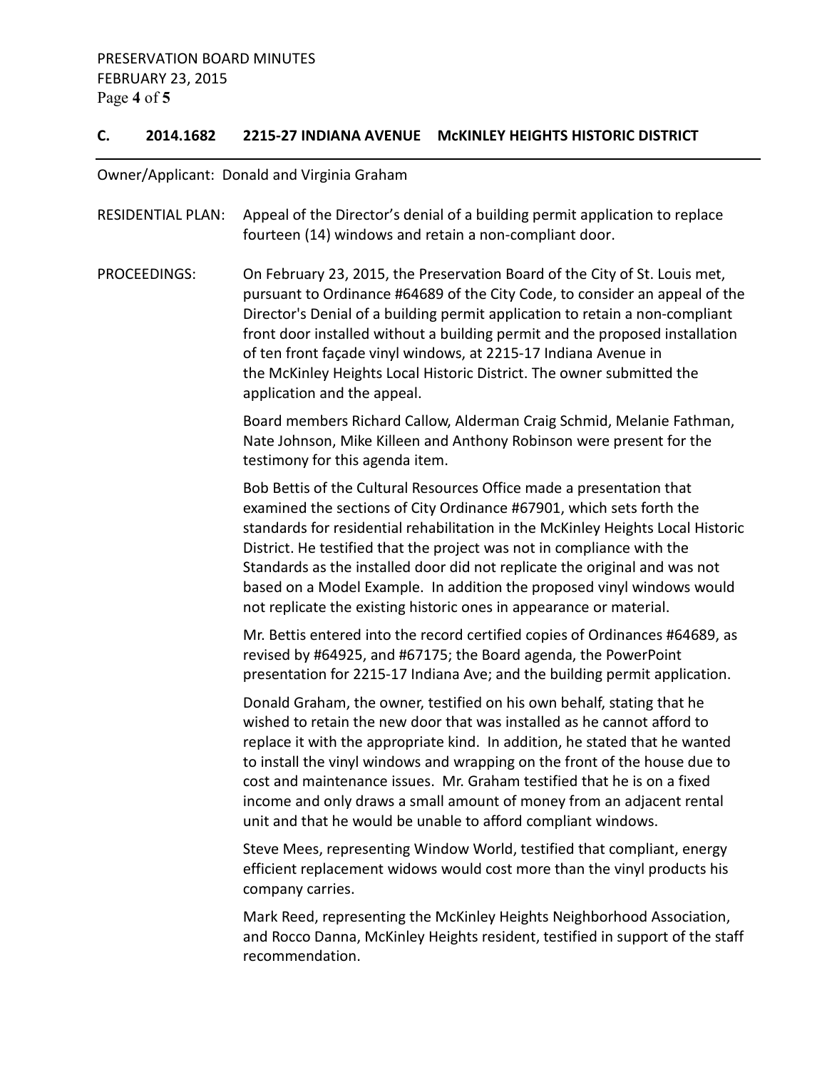**C. 2014.1682 2215-27 INDIANA AVENUE McKINLEY HEIGHTS HISTORIC DISTRICT**

Owner/Applicant: Donald and Virginia Graham

RESIDENTIAL PLAN: Appeal of the Director's denial of a building permit application to replace fourteen (14) windows and retain a non-compliant door.

PROCEEDINGS: On February 23, 2015, the Preservation Board of the City of St. Louis met, pursuant to Ordinance #64689 of the City Code, to consider an appeal of the Director's Denial of a building permit application to retain a non-compliant front door installed without a building permit and the proposed installation of ten front façade vinyl windows, at 2215-17 Indiana Avenue in the McKinley Heights Local Historic District. The owner submitted the application and the appeal.

Board members Richard Callow, Alderman Craig Schmid, Melanie Fathman, Nate Johnson, Mike Killeen and Anthony Robinson were present for the testimony for this agenda item.

Bob Bettis of the Cultural Resources Office made a presentation that examined the sections of City Ordinance #67901, which sets forth the standards for residential rehabilitation in the McKinley Heights Local Historic District. He testified that the project was not in compliance with the Standards as the installed door did not replicate the original and was not based on a Model Example. In addition the proposed vinyl windows would not replicate the existing historic ones in appearance or material.

Mr. Bettis entered into the record certified copies of Ordinances #64689, as revised by #64925, and #67175; the Board agenda, the PowerPoint presentation for 2215-17 Indiana Ave; and the building permit application.

Donald Graham, the owner, testified on his own behalf, stating that he wished to retain the new door that was installed as he cannot afford to replace it with the appropriate kind. In addition, he stated that he wanted to install the vinyl windows and wrapping on the front of the house due to cost and maintenance issues. Mr. Graham testified that he is on a fixed income and only draws a small amount of money from an adjacent rental unit and that he would be unable to afford compliant windows.

Steve Mees, representing Window World, testified that compliant, energy efficient replacement widows would cost more than the vinyl products his company carries.

Mark Reed, representing the McKinley Heights Neighborhood Association, and Rocco Danna, McKinley Heights resident, testified in support of the staff recommendation.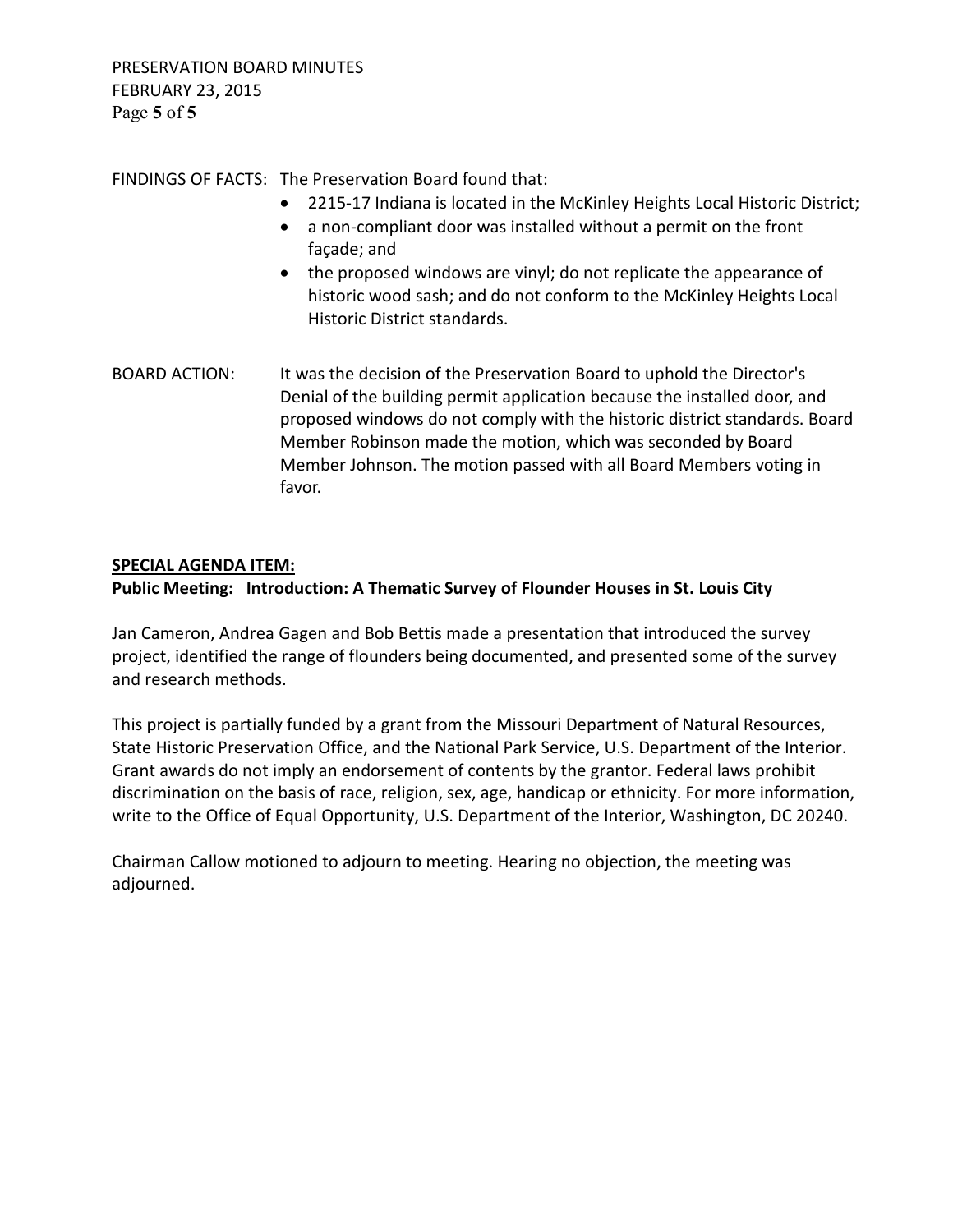FINDINGS OF FACTS: The Preservation Board found that:

- 2215-17 Indiana is located in the McKinley Heights Local Historic District;
- a non-compliant door was installed without a permit on the front façade; and
- the proposed windows are vinyl; do not replicate the appearance of historic wood sash; and do not conform to the McKinley Heights Local Historic District standards.

BOARD ACTION: It was the decision of the Preservation Board to uphold the Director's Denial of the building permit application because the installed door, and proposed windows do not comply with the historic district standards. Board Member Robinson made the motion, which was seconded by Board Member Johnson. The motion passed with all Board Members voting in favor.

**SPECIAL AGENDA ITEM:**

**Public Meeting: Introduction: A Thematic Survey of Flounder Houses in St. Louis City**

Jan Cameron, Andrea Gagen and Bob Bettis made a presentation that introduced the survey project, identified the range of flounders being documented, and presented some of the survey and research methods.

This project is partially funded by a grant from the Missouri Department of Natural Resources, State Historic Preservation Office, and the National Park Service, U.S. Department of the Interior. Grant awards do not imply an endorsement of contents by the grantor. Federal laws prohibit discrimination on the basis of race, religion, sex, age, handicap or ethnicity. For more information, write to the Office of Equal Opportunity, U.S. Department of the Interior, Washington, DC 20240.

Chairman Callow motioned to adjourn to meeting. Hearing no objection, the meeting was adjourned.